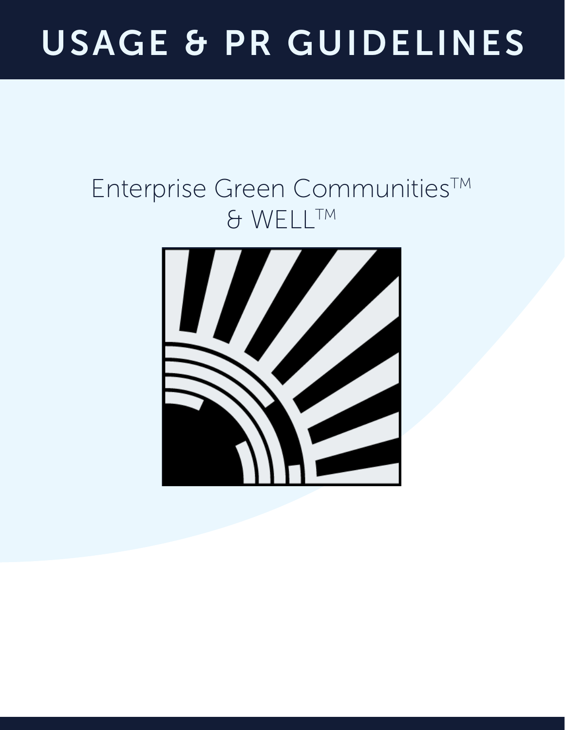# USAGE & PR GUIDELINES

Enterprise Green Communities™
& WELL™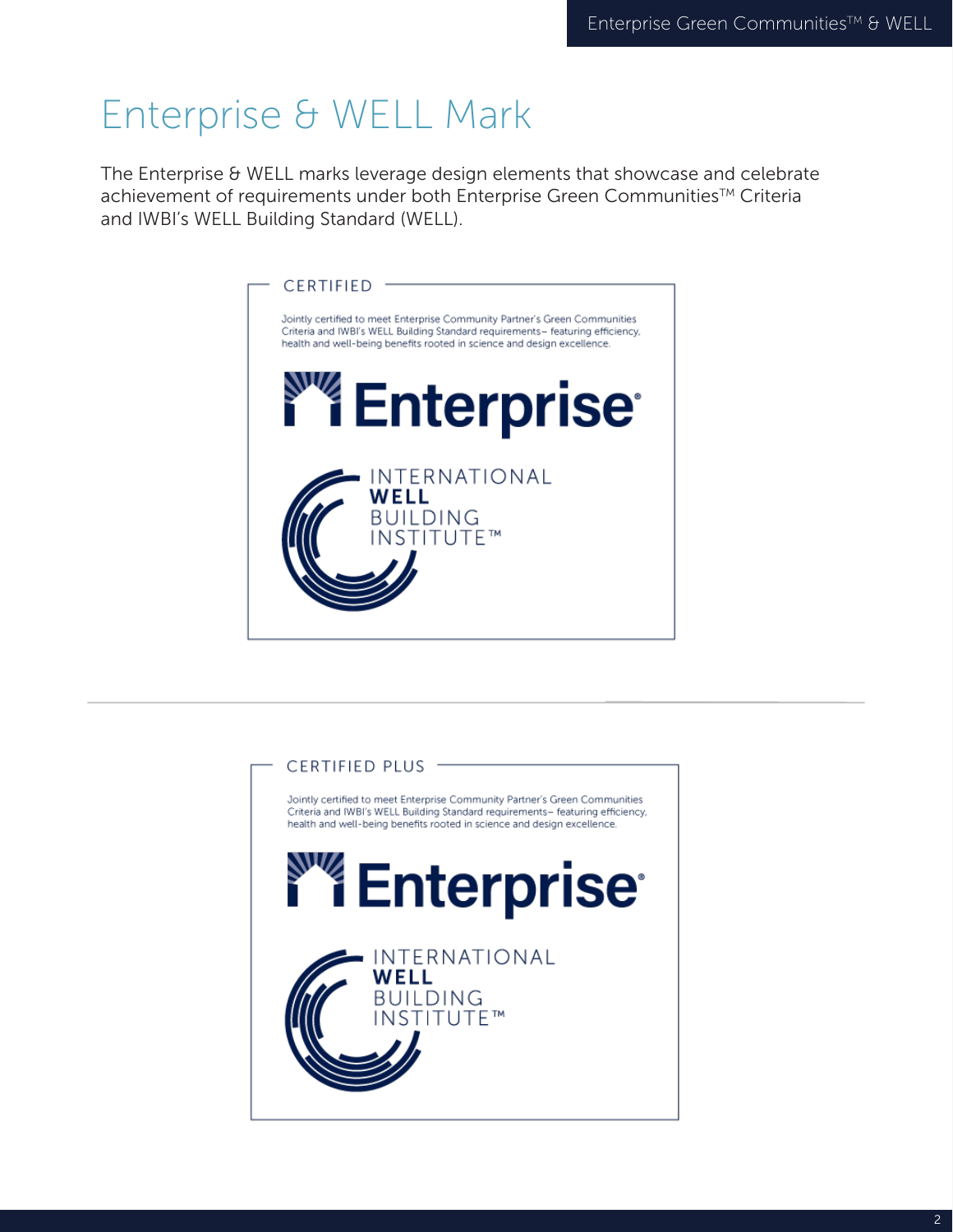# Enterprise & WELL Mark

The Enterprise & WELL marks leverage design elements that showcase and celebrate achievement of requirements under both Enterprise Green Communities™ Criteria and IWBI's WELL Building Standard (WELL).

CERTIFIED

Jointly certified to meet Enterprise Community Partner's Green Communities Criteria and IWBI's WELL Building Standard requirements– featuring efficiency, health and well-being benefits rooted in science and design excellence.

Enterprise®

INTERNATIONAL WELL BUILDING INSTITUTE™

CERTIFIED PLUS

Jointly certified to meet Enterprise Community Partner's Green Communities Criteria and IWBI's WELL Building Standard requirements– featuring efficiency, health and well-being benefits rooted in science and design excellence.

Enterprise®

INTERNATIONAL WELL BUILDING INSTITUTE™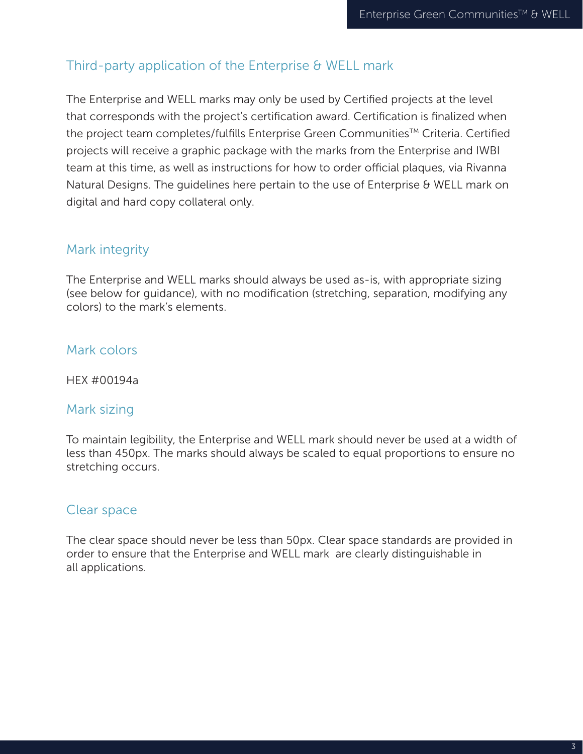## Third-party application of the Enterprise & WELL mark

The Enterprise and WELL marks may only be used by Certified projects at the level that corresponds with the project's certification award. Certification is finalized when the project team completes/fulfills Enterprise Green Communities™ Criteria. Certified projects will receive a graphic package with the marks from the Enterprise and IWBI team at this time, as well as instructions for how to order official plaques, via Rivanna Natural Designs. The guidelines here pertain to the use of Enterprise & WELL mark on digital and hard copy collateral only.

## Mark integrity

The Enterprise and WELL marks should always be used as-is, with appropriate sizing (see below for guidance), with no modification (stretching, separation, modifying any colors) to the mark's elements.

## Mark colors

HEX #00194a

## Mark sizing

To maintain legibility, the Enterprise and WELL mark should never be used at a width of less than 450px. The marks should always be scaled to equal proportions to ensure no stretching occurs.

## Clear space

The clear space should never be less than 50px. Clear space standards are provided in order to ensure that the Enterprise and WELL mark are clearly distinguishable in all applications.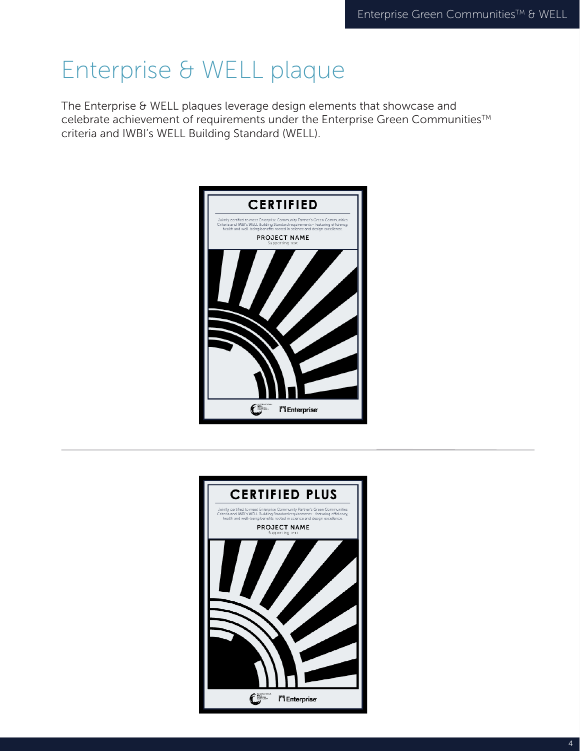# Enterprise & WELL plaque

The Enterprise & WELL plaques leverage design elements that showcase and celebrate achievement of requirements under the Enterprise Green Communities™ criteria and IWBI's WELL Building Standard (WELL).

**CERTIFIED**

Jointly certified to meet Enterprise Community Partner's Green Communities Criteria and IWBI's WELL Building Standard requirements – featuring efficiency, health and well-being benefits rooted in science and design excellence.

PROJECT NAME
Supporting text

Enterprise

---

**CERTIFIED PLUS**

Jointly certified to meet Enterprise Community Partner's Green Communities Criteria and IWBI's WELL Building Standard requirements – featuring efficiency, health and well-being benefits rooted in science and design excellence.

PROJECT NAME
Supporting text

Enterprise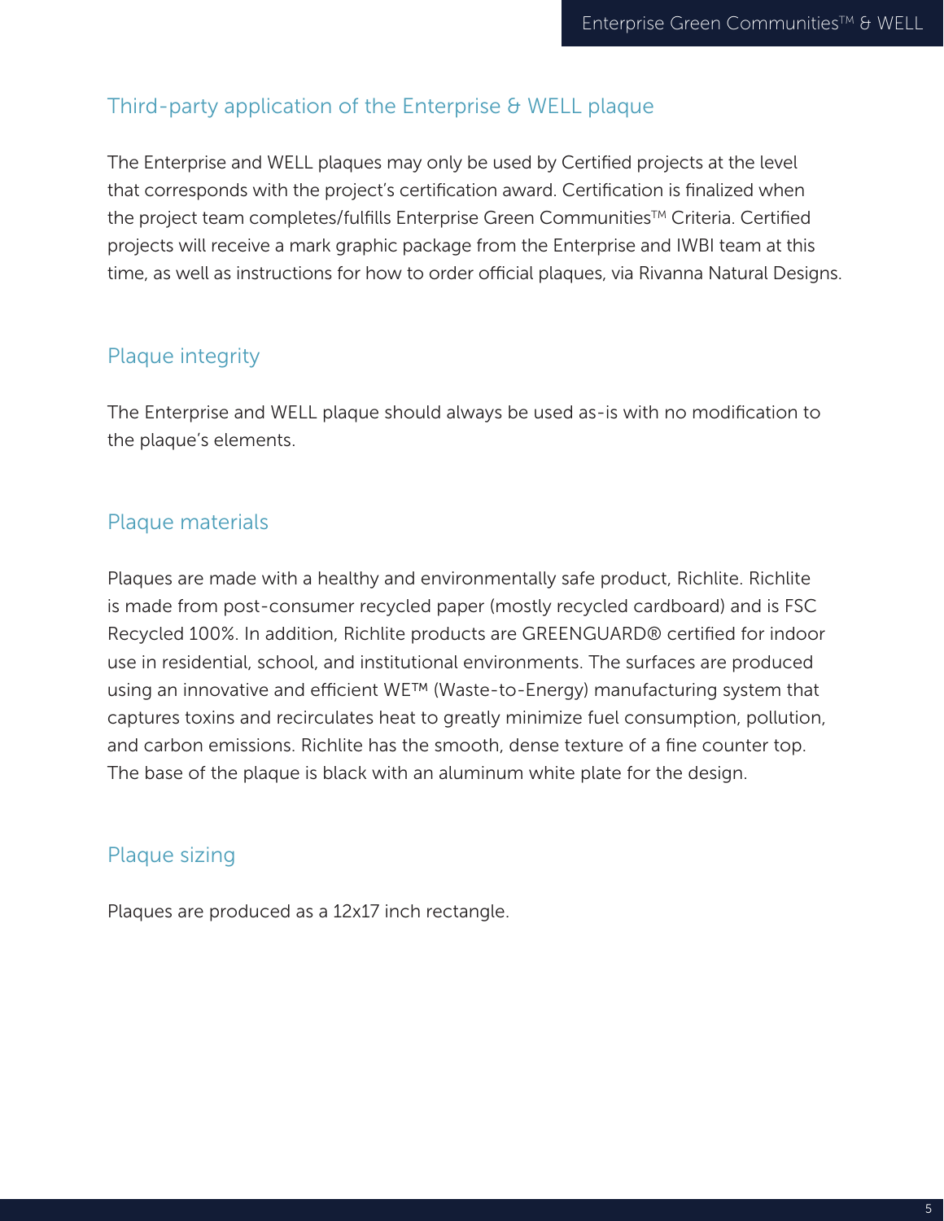## Third-party application of the Enterprise & WELL plaque

The Enterprise and WELL plaques may only be used by Certified projects at the level that corresponds with the project's certification award. Certification is finalized when the project team completes/fulfills Enterprise Green Communities™ Criteria. Certified projects will receive a mark graphic package from the Enterprise and IWBI team at this time, as well as instructions for how to order official plaques, via Rivanna Natural Designs.

## Plaque integrity

The Enterprise and WELL plaque should always be used as-is with no modification to the plaque's elements.

## Plaque materials

Plaques are made with a healthy and environmentally safe product, Richlite. Richlite is made from post-consumer recycled paper (mostly recycled cardboard) and is FSC Recycled 100%. In addition, Richlite products are GREENGUARD® certified for indoor use in residential, school, and institutional environments. The surfaces are produced using an innovative and efficient WE™ (Waste-to-Energy) manufacturing system that captures toxins and recirculates heat to greatly minimize fuel consumption, pollution, and carbon emissions. Richlite has the smooth, dense texture of a fine counter top. The base of the plaque is black with an aluminum white plate for the design.

## Plaque sizing

Plaques are produced as a 12x17 inch rectangle.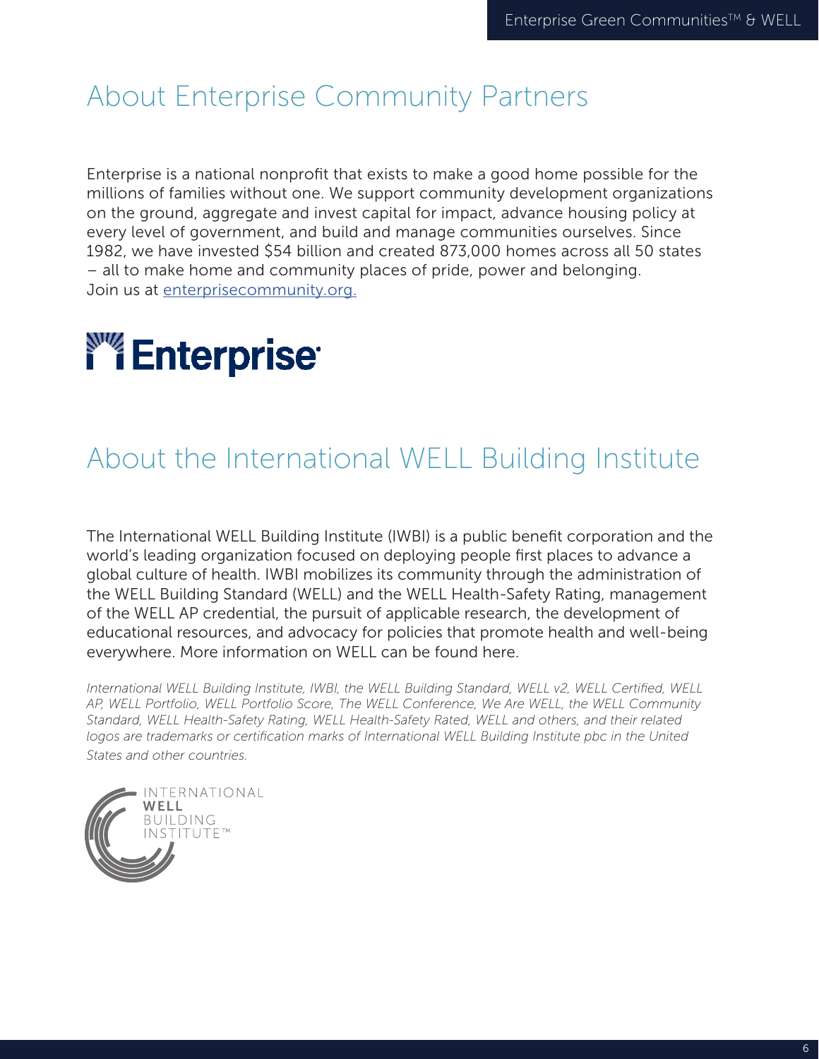## About Enterprise Community Partners

Enterprise is a national nonprofit that exists to make a good home possible for the millions of families without one. We support community development organizations on the ground, aggregate and invest capital for impact, advance housing policy at every level of government, and build and manage communities ourselves. Since 1982, we have invested $54 billion and created 873,000 homes across all 50 states – all to make home and community places of pride, power and belonging. Join us at [enterprisecommunity.org.](https://enterprisecommunity.org)

## About the International WELL Building Institute

The International WELL Building Institute (IWBI) is a public benefit corporation and the world's leading organization focused on deploying people first places to advance a global culture of health. IWBI mobilizes its community through the administration of the WELL Building Standard (WELL) and the WELL Health-Safety Rating, management of the WELL AP credential, the pursuit of applicable research, the development of educational resources, and advocacy for policies that promote health and well-being everywhere. More information on WELL can be found here.

*International WELL Building Institute, IWBI, the WELL Building Standard, WELL v2, WELL Certified, WELL AP, WELL Portfolio, WELL Portfolio Score, The WELL Conference, We Are WELL, the WELL Community Standard, WELL Health-Safety Rating, WELL Health-Safety Rated, WELL and others, and their related logos are trademarks or certification marks of International WELL Building Institute pbc in the United States and other countries.*